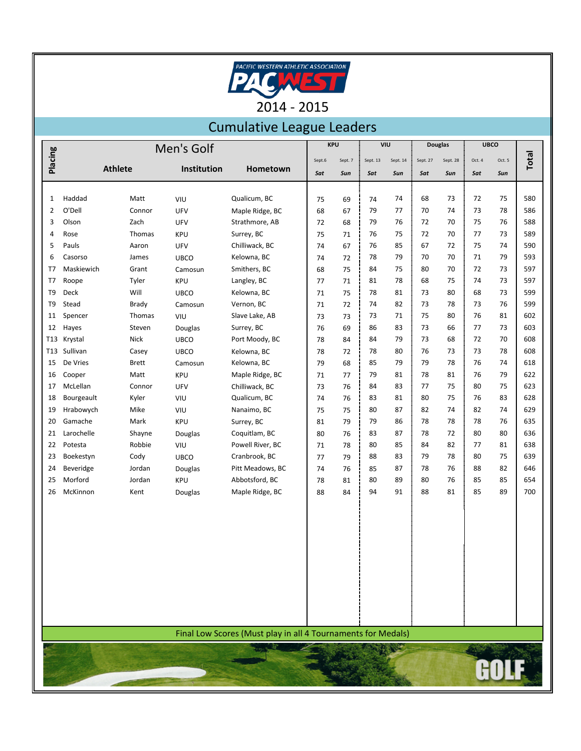# PACIFIC WESTERN ATHLETIC ASSOCIATION PACWEST

## 2014 - 2015

## Cumulative League Leaders

### Men's Golf

| Placing | Athlete | | Institution | Hometown | KPU Sept.6 Sat | KPU Sept. 7 Sun | VIU Sept. 13 Sat | VIU Sept. 14 Sun | Douglas Sept. 27 Sat | Douglas Sept. 28 Sun | UBCO Oct. 4 Sat | UBCO Oct. 5 Sun | Total |
|---|---|---|---|---|---|---|---|---|---|---|---|---|---|
| 1 | Haddad | Matt | VIU | Qualicum, BC | 75 | 69 | 74 | 74 | 68 | 73 | 72 | 75 | 580 |
| 2 | O'Dell | Connor | UFV | Maple Ridge, BC | 68 | 67 | 79 | 77 | 70 | 74 | 73 | 78 | 586 |
| 3 | Olson | Zach | UFV | Strathmore, AB | 72 | 68 | 79 | 76 | 72 | 70 | 75 | 76 | 588 |
| 4 | Rose | Thomas | KPU | Surrey, BC | 75 | 71 | 76 | 75 | 72 | 70 | 77 | 73 | 589 |
| 5 | Pauls | Aaron | UFV | Chilliwack, BC | 74 | 67 | 76 | 85 | 67 | 72 | 75 | 74 | 590 |
| 6 | Casorso | James | UBCO | Kelowna, BC | 74 | 72 | 78 | 79 | 70 | 70 | 71 | 79 | 593 |
| T7 | Maskiewich | Grant | Camosun | Smithers, BC | 68 | 75 | 84 | 75 | 80 | 70 | 72 | 73 | 597 |
| T7 | Roope | Tyler | KPU | Langley, BC | 77 | 71 | 81 | 78 | 68 | 75 | 74 | 73 | 597 |
| T9 | Deck | Will | UBCO | Kelowna, BC | 71 | 75 | 78 | 81 | 73 | 80 | 68 | 73 | 599 |
| T9 | Stead | Brady | Camosun | Vernon, BC | 71 | 72 | 74 | 82 | 73 | 78 | 73 | 76 | 599 |
| 11 | Spencer | Thomas | VIU | Slave Lake, AB | 73 | 73 | 73 | 71 | 75 | 80 | 76 | 81 | 602 |
| 12 | Hayes | Steven | Douglas | Surrey, BC | 76 | 69 | 86 | 83 | 73 | 66 | 77 | 73 | 603 |
| T13 | Krystal | Nick | UBCO | Port Moody, BC | 78 | 84 | 84 | 79 | 73 | 68 | 72 | 70 | 608 |
| T13 | Sullivan | Casey | UBCO | Kelowna, BC | 78 | 72 | 78 | 80 | 76 | 73 | 73 | 78 | 608 |
| 15 | De Vries | Brett | Camosun | Kelowna, BC | 79 | 68 | 85 | 79 | 79 | 78 | 76 | 74 | 618 |
| 16 | Cooper | Matt | KPU | Maple Ridge, BC | 71 | 77 | 79 | 81 | 78 | 81 | 76 | 79 | 622 |
| 17 | McLellan | Connor | UFV | Chilliwack, BC | 73 | 76 | 84 | 83 | 77 | 75 | 80 | 75 | 623 |
| 18 | Bourgeault | Kyler | VIU | Qualicum, BC | 74 | 76 | 83 | 81 | 80 | 75 | 76 | 83 | 628 |
| 19 | Hrabowych | Mike | VIU | Nanaimo, BC | 75 | 75 | 80 | 87 | 82 | 74 | 82 | 74 | 629 |
| 20 | Gamache | Mark | KPU | Surrey, BC | 81 | 79 | 79 | 86 | 78 | 78 | 78 | 76 | 635 |
| 21 | Larochelle | Shayne | Douglas | Coquitlam, BC | 80 | 76 | 83 | 87 | 78 | 72 | 80 | 80 | 636 |
| 22 | Potesta | Robbie | VIU | Powell River, BC | 71 | 78 | 80 | 85 | 84 | 82 | 77 | 81 | 638 |
| 23 | Boekestyn | Cody | UBCO | Cranbrook, BC | 77 | 79 | 88 | 83 | 79 | 78 | 80 | 75 | 639 |
| 24 | Beveridge | Jordan | Douglas | Pitt Meadows, BC | 74 | 76 | 85 | 87 | 78 | 76 | 88 | 82 | 646 |
| 25 | Morford | Jordan | KPU | Abbotsford, BC | 78 | 81 | 80 | 89 | 80 | 76 | 85 | 85 | 654 |
| 26 | McKinnon | Kent | Douglas | Maple Ridge, BC | 88 | 84 | 94 | 91 | 88 | 81 | 85 | 89 | 700 |

Final Low Scores (Must play in all 4 Tournaments for Medals)

GOLF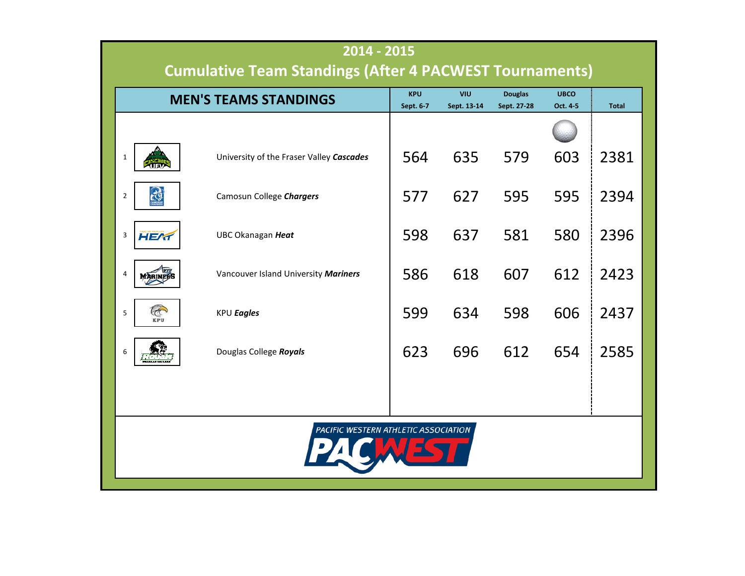# 2014 - 2015

## Cumulative Team Standings (After 4 PACWEST Tournaments)

| MEN'S TEAMS STANDINGS | | KPU Sept. 6-7 | VIU Sept. 13-14 | Douglas Sept. 27-28 | UBCO Oct. 4-5 | Total |
|---|---|---|---|---|---|---|
| 1 | University of the Fraser Valley ***Cascades*** | 564 | 635 | 579 | 603 | 2381 |
| 2 | Camosun College ***Chargers*** | 577 | 627 | 595 | 595 | 2394 |
| 3 | UBC Okanagan ***Heat*** | 598 | 637 | 581 | 580 | 2396 |
| 4 | Vancouver Island University ***Mariners*** | 586 | 618 | 607 | 612 | 2423 |
| 5 | KPU ***Eagles*** | 599 | 634 | 598 | 606 | 2437 |
| 6 | Douglas College ***Royals*** | 623 | 696 | 612 | 654 | 2585 |

PACIFIC WESTERN ATHLETIC ASSOCIATION

PACWEST